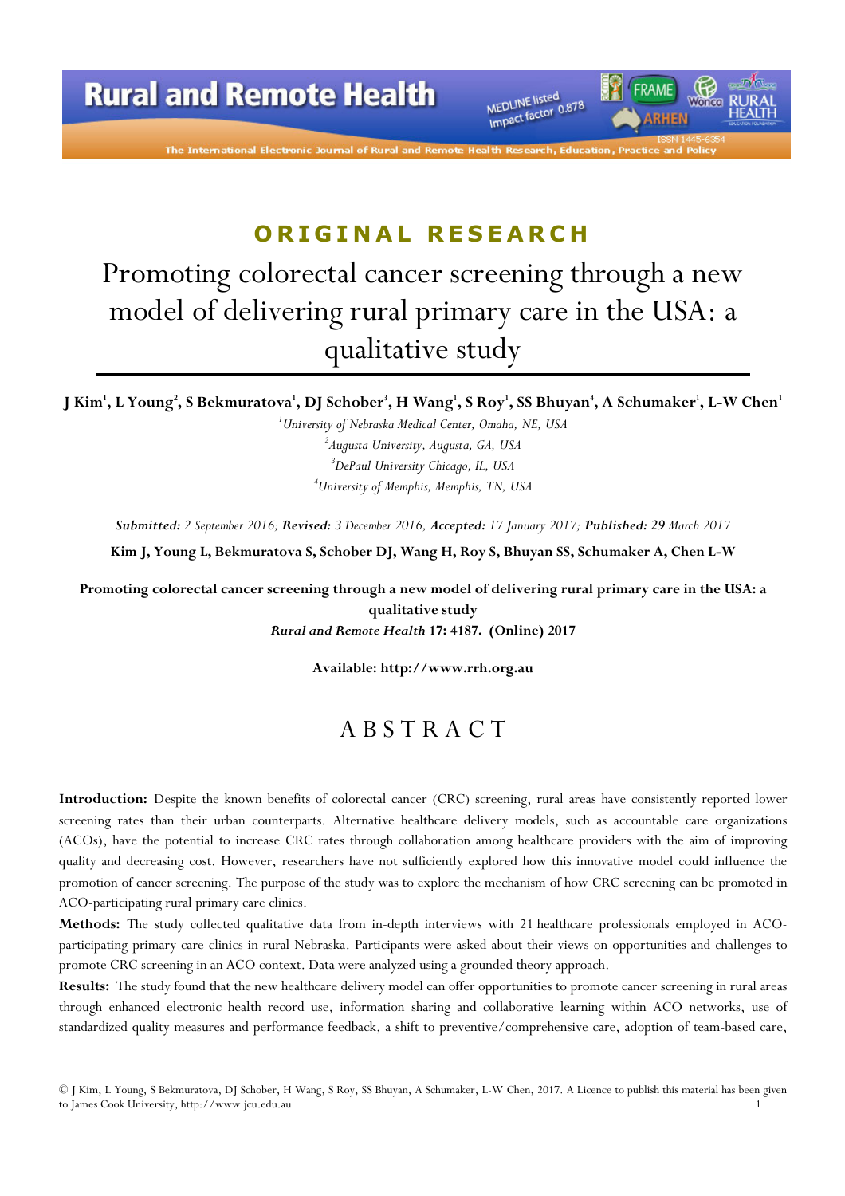ORIGINAL RESEARCH

# Promoting colorectal cancer screening through a new model of delivering rural primary care in the USA: a qualitative study

**J Kim[1], L Young[2], S Bekmuratova[1], DJ Schober[3], H Wang[1], S Roy[1], SS Bhuyan[4], A Schumaker[1], L-W Chen[1]**

[1]*University of Nebraska Medical Center, Omaha, NE, USA*
[2]*Augusta University, Augusta, GA, USA*
[3]*DePaul University Chicago, IL, USA*
[4]*University of Memphis, Memphis, TN, USA*

***Submitted:*** *2 September 2016;* ***Revised:*** *3 December 2016,* ***Accepted:*** *17 January 2017;* ***Published:*** *29 March 2017*

**Kim J, Young L, Bekmuratova S, Schober DJ, Wang H, Roy S, Bhuyan SS, Schumaker A, Chen L-W**

**Promoting colorectal cancer screening through a new model of delivering rural primary care in the USA: a qualitative study**
***Rural and Remote Health*** **17: 4187. (Online) 2017**

**Available: http://www.rrh.org.au**

## ABSTRACT

**Introduction:** Despite the known benefits of colorectal cancer (CRC) screening, rural areas have consistently reported lower screening rates than their urban counterparts. Alternative healthcare delivery models, such as accountable care organizations (ACOs), have the potential to increase CRC rates through collaboration among healthcare providers with the aim of improving quality and decreasing cost. However, researchers have not sufficiently explored how this innovative model could influence the promotion of cancer screening. The purpose of the study was to explore the mechanism of how CRC screening can be promoted in ACO-participating rural primary care clinics.

**Methods:** The study collected qualitative data from in-depth interviews with 21 healthcare professionals employed in ACO-participating primary care clinics in rural Nebraska. Participants were asked about their views on opportunities and challenges to promote CRC screening in an ACO context. Data were analyzed using a grounded theory approach.

**Results:** The study found that the new healthcare delivery model can offer opportunities to promote cancer screening in rural areas through enhanced electronic health record use, information sharing and collaborative learning within ACO networks, use of standardized quality measures and performance feedback, a shift to preventive/comprehensive care, adoption of team-based care,

© J Kim, L Young, S Bekmuratova, DJ Schober, H Wang, S Roy, SS Bhuyan, A Schumaker, L-W Chen, 2017. A Licence to publish this material has been given to James Cook University, http://www.jcu.edu.au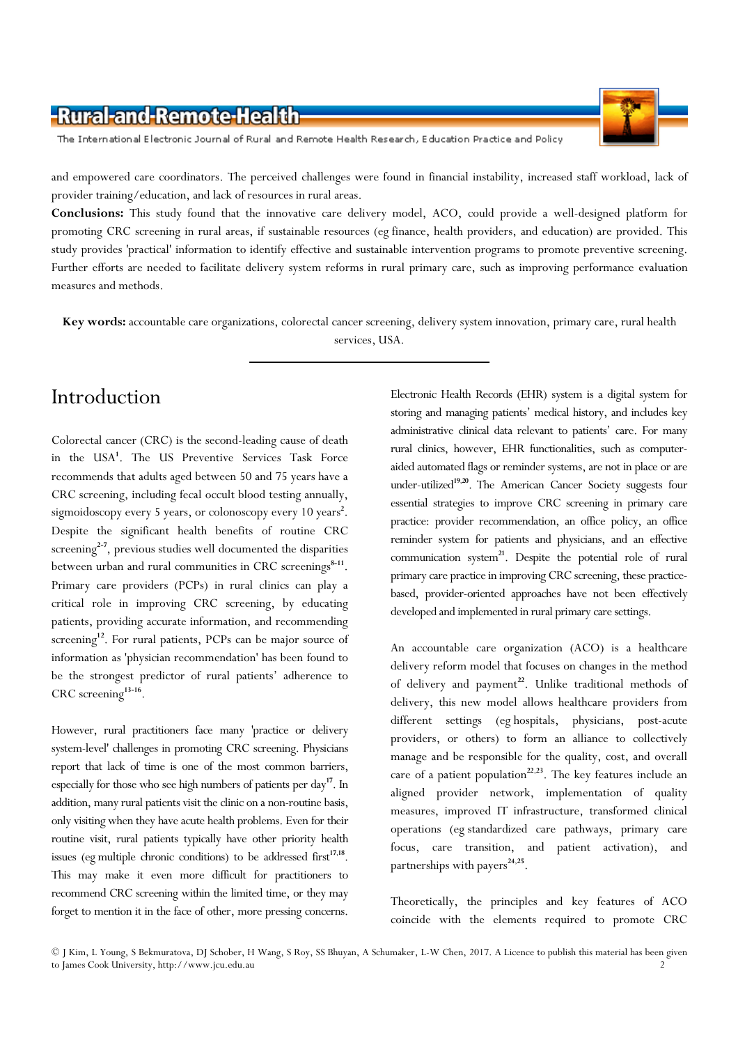and empowered care coordinators. The perceived challenges were found in financial instability, increased staff workload, lack of provider training/education, and lack of resources in rural areas.

**Conclusions:** This study found that the innovative care delivery model, ACO, could provide a well-designed platform for promoting CRC screening in rural areas, if sustainable resources (eg finance, health providers, and education) are provided. This study provides 'practical' information to identify effective and sustainable intervention programs to promote preventive screening. Further efforts are needed to facilitate delivery system reforms in rural primary care, such as improving performance evaluation measures and methods.

**Key words:** accountable care organizations, colorectal cancer screening, delivery system innovation, primary care, rural health services, USA.

# Introduction

Colorectal cancer (CRC) is the second-leading cause of death in the USA[1]. The US Preventive Services Task Force recommends that adults aged between 50 and 75 years have a CRC screening, including fecal occult blood testing annually, sigmoidoscopy every 5 years, or colonoscopy every 10 years[2]. Despite the significant health benefits of routine CRC screening[2-7], previous studies well documented the disparities between urban and rural communities in CRC screenings[8-11]. Primary care providers (PCPs) in rural clinics can play a critical role in improving CRC screening, by educating patients, providing accurate information, and recommending screening[12]. For rural patients, PCPs can be major source of information as 'physician recommendation' has been found to be the strongest predictor of rural patients' adherence to CRC screening[13-16].

However, rural practitioners face many 'practice or delivery system-level' challenges in promoting CRC screening. Physicians report that lack of time is one of the most common barriers, especially for those who see high numbers of patients per day[17]. In addition, many rural patients visit the clinic on a non-routine basis, only visiting when they have acute health problems. Even for their routine visit, rural patients typically have other priority health issues (eg multiple chronic conditions) to be addressed first[17,18]. This may make it even more difficult for practitioners to recommend CRC screening within the limited time, or they may forget to mention it in the face of other, more pressing concerns.

Electronic Health Records (EHR) system is a digital system for storing and managing patients' medical history, and includes key administrative clinical data relevant to patients' care. For many rural clinics, however, EHR functionalities, such as computer-aided automated flags or reminder systems, are not in place or are under-utilized[19,20]. The American Cancer Society suggests four essential strategies to improve CRC screening in primary care practice: provider recommendation, an office policy, an office reminder system for patients and physicians, and an effective communication system[21]. Despite the potential role of rural primary care practice in improving CRC screening, these practice-based, provider-oriented approaches have not been effectively developed and implemented in rural primary care settings.

An accountable care organization (ACO) is a healthcare delivery reform model that focuses on changes in the method of delivery and payment[22]. Unlike traditional methods of delivery, this new model allows healthcare providers from different settings (eg hospitals, physicians, post-acute providers, or others) to form an alliance to collectively manage and be responsible for the quality, cost, and overall care of a patient population[22,23]. The key features include an aligned provider network, implementation of quality measures, improved IT infrastructure, transformed clinical operations (eg standardized care pathways, primary care focus, care transition, and patient activation), and partnerships with payers[24,25].

Theoretically, the principles and key features of ACO coincide with the elements required to promote CRC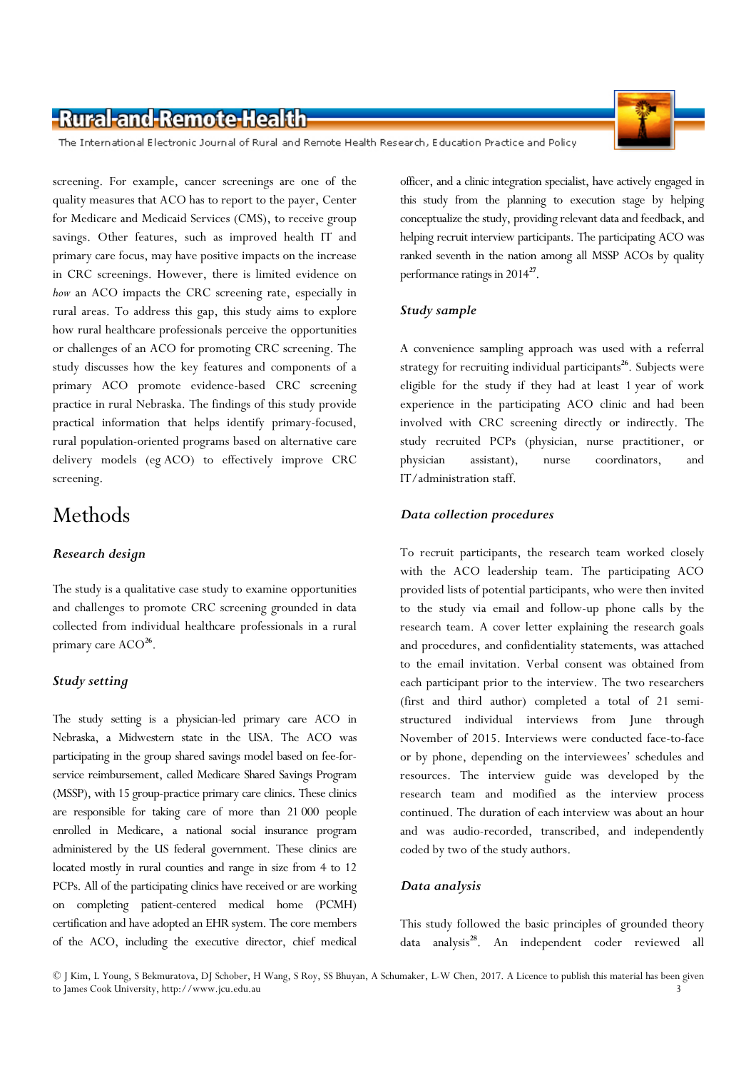screening. For example, cancer screenings are one of the quality measures that ACO has to report to the payer, Center for Medicare and Medicaid Services (CMS), to receive group savings. Other features, such as improved health IT and primary care focus, may have positive impacts on the increase in CRC screenings. However, there is limited evidence on *how* an ACO impacts the CRC screening rate, especially in rural areas. To address this gap, this study aims to explore how rural healthcare professionals perceive the opportunities or challenges of an ACO for promoting CRC screening. The study discusses how the key features and components of a primary ACO promote evidence-based CRC screening practice in rural Nebraska. The findings of this study provide practical information that helps identify primary-focused, rural population-oriented programs based on alternative care delivery models (eg ACO) to effectively improve CRC screening.

# Methods

### *Research design*

The study is a qualitative case study to examine opportunities and challenges to promote CRC screening grounded in data collected from individual healthcare professionals in a rural primary care ACO[26].

### *Study setting*

The study setting is a physician-led primary care ACO in Nebraska, a Midwestern state in the USA. The ACO was participating in the group shared savings model based on fee-for-service reimbursement, called Medicare Shared Savings Program (MSSP), with 15 group-practice primary care clinics. These clinics are responsible for taking care of more than 21 000 people enrolled in Medicare, a national social insurance program administered by the US federal government. These clinics are located mostly in rural counties and range in size from 4 to 12 PCPs. All of the participating clinics have received or are working on completing patient-centered medical home (PCMH) certification and have adopted an EHR system. The core members of the ACO, including the executive director, chief medical officer, and a clinic integration specialist, have actively engaged in this study from the planning to execution stage by helping conceptualize the study, providing relevant data and feedback, and helping recruit interview participants. The participating ACO was ranked seventh in the nation among all MSSP ACOs by quality performance ratings in 2014[27].

### *Study sample*

A convenience sampling approach was used with a referral strategy for recruiting individual participants[26]. Subjects were eligible for the study if they had at least 1 year of work experience in the participating ACO clinic and had been involved with CRC screening directly or indirectly. The study recruited PCPs (physician, nurse practitioner, or physician assistant), nurse coordinators, and IT/administration staff.

### *Data collection procedures*

To recruit participants, the research team worked closely with the ACO leadership team. The participating ACO provided lists of potential participants, who were then invited to the study via email and follow-up phone calls by the research team. A cover letter explaining the research goals and procedures, and confidentiality statements, was attached to the email invitation. Verbal consent was obtained from each participant prior to the interview. The two researchers (first and third author) completed a total of 21 semi-structured individual interviews from June through November of 2015. Interviews were conducted face-to-face or by phone, depending on the interviewees' schedules and resources. The interview guide was developed by the research team and modified as the interview process continued. The duration of each interview was about an hour and was audio-recorded, transcribed, and independently coded by two of the study authors.

### *Data analysis*

This study followed the basic principles of grounded theory data analysis[28]. An independent coder reviewed all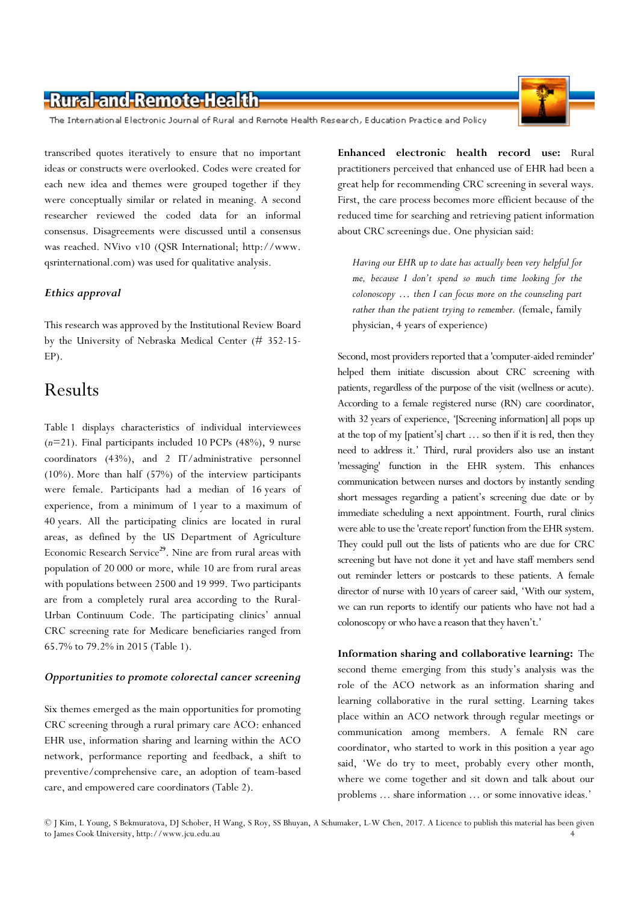transcribed quotes iteratively to ensure that no important ideas or constructs were overlooked. Codes were created for each new idea and themes were grouped together if they were conceptually similar or related in meaning. A second researcher reviewed the coded data for an informal consensus. Disagreements were discussed until a consensus was reached. NVivo v10 (QSR International; http://www.qsrinternational.com) was used for qualitative analysis.

### *Ethics approval*

This research was approved by the Institutional Review Board by the University of Nebraska Medical Center (# 352-15-EP).

## Results

Table 1 displays characteristics of individual interviewees ($n$=21). Final participants included 10 PCPs (48%), 9 nurse coordinators (43%), and 2 IT/administrative personnel (10%). More than half (57%) of the interview participants were female. Participants had a median of 16 years of experience, from a minimum of 1 year to a maximum of 40 years. All the participating clinics are located in rural areas, as defined by the US Department of Agriculture Economic Research Service[29]. Nine are from rural areas with population of 20 000 or more, while 10 are from rural areas with populations between 2500 and 19 999. Two participants are from a completely rural area according to the Rural-Urban Continuum Code. The participating clinics' annual CRC screening rate for Medicare beneficiaries ranged from 65.7% to 79.2% in 2015 (Table 1).

### *Opportunities to promote colorectal cancer screening*

Six themes emerged as the main opportunities for promoting CRC screening through a rural primary care ACO: enhanced EHR use, information sharing and learning within the ACO network, performance reporting and feedback, a shift to preventive/comprehensive care, an adoption of team-based care, and empowered care coordinators (Table 2).

**Enhanced electronic health record use:** Rural practitioners perceived that enhanced use of EHR had been a great help for recommending CRC screening in several ways. First, the care process becomes more efficient because of the reduced time for searching and retrieving patient information about CRC screenings due. One physician said:

> *Having our EHR up to date has actually been very helpful for me, because I don't spend so much time looking for the colonoscopy … then I can focus more on the counseling part rather than the patient trying to remember.* (female, family physician, 4 years of experience)

Second, most providers reported that a 'computer-aided reminder' helped them initiate discussion about CRC screening with patients, regardless of the purpose of the visit (wellness or acute). According to a female registered nurse (RN) care coordinator, with 32 years of experience, '[Screening information] all pops up at the top of my [patient's] chart … so then if it is red, then they need to address it.' Third, rural providers also use an instant 'messaging' function in the EHR system. This enhances communication between nurses and doctors by instantly sending short messages regarding a patient's screening due date or by immediate scheduling a next appointment. Fourth, rural clinics were able to use the 'create report' function from the EHR system. They could pull out the lists of patients who are due for CRC screening but have not done it yet and have staff members send out reminder letters or postcards to these patients. A female director of nurse with 10 years of career said, 'With our system, we can run reports to identify our patients who have not had a colonoscopy or who have a reason that they haven't.'

**Information sharing and collaborative learning:** The second theme emerging from this study's analysis was the role of the ACO network as an information sharing and learning collaborative in the rural setting. Learning takes place within an ACO network through regular meetings or communication among members. A female RN care coordinator, who started to work in this position a year ago said, 'We do try to meet, probably every other month, where we come together and sit down and talk about our problems … share information … or some innovative ideas.'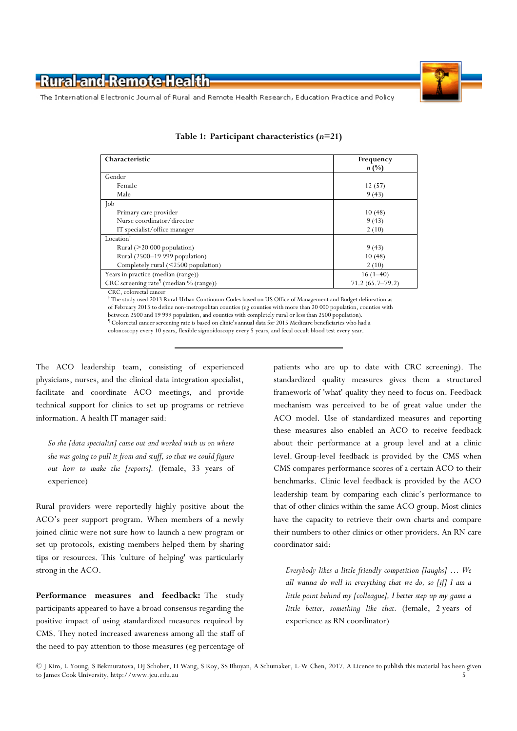**Table 1: Participant characteristics (*n*=21)**

| Characteristic | Frequency *n* (%) |
|---|---|
| Gender | |
| Female | 12 (57) |
| Male | 9 (43) |
| Job | |
| Primary care provider | 10 (48) |
| Nurse coordinator/director | 9 (43) |
| IT specialist/office manager | 2 (10) |
| Location[†] | |
| Rural (>20 000 population) | 9 (43) |
| Rural (2500–19 999 population) | 10 (48) |
| Completely rural (<2500 population) | 2 (10) |
| Years in practice (median (range)) | 16 (1–40) |
| CRC screening rate[¶] (median % (range)) | 71.2 (65.7–79.2) |

CRC, colorectal cancer
[†] The study used 2013 Rural-Urban Continuum Codes based on US Office of Management and Budget delineation as of February 2013 to define non-metropolitan counties (eg counties with more than 20 000 population, counties with between 2500 and 19 999 population, and counties with completely rural or less than 2500 population).
[¶] Colorectal cancer screening rate is based on clinic's annual data for 2015 Medicare beneficiaries who had a colonoscopy every 10 years, flexible sigmoidoscopy every 5 years, and fecal occult blood test every year.

The ACO leadership team, consisting of experienced physicians, nurses, and the clinical data integration specialist, facilitate and coordinate ACO meetings, and provide technical support for clinics to set up programs or retrieve information. A health IT manager said:

> *So she [data specialist] came out and worked with us on where she was going to pull it from and stuff, so that we could figure out how to make the [reports].* (female, 33 years of experience)

Rural providers were reportedly highly positive about the ACO's peer support program. When members of a newly joined clinic were not sure how to launch a new program or set up protocols, existing members helped them by sharing tips or resources. This 'culture of helping' was particularly strong in the ACO.

**Performance measures and feedback:** The study participants appeared to have a broad consensus regarding the positive impact of using standardized measures required by CMS. They noted increased awareness among all the staff of the need to pay attention to those measures (eg percentage of patients who are up to date with CRC screening). The standardized quality measures gives them a structured framework of 'what' quality they need to focus on. Feedback mechanism was perceived to be of great value under the ACO model. Use of standardized measures and reporting these measures also enabled an ACO to receive feedback about their performance at a group level and at a clinic level. Group-level feedback is provided by the CMS when CMS compares performance scores of a certain ACO to their benchmarks. Clinic level feedback is provided by the ACO leadership team by comparing each clinic's performance to that of other clinics within the same ACO group. Most clinics have the capacity to retrieve their own charts and compare their numbers to other clinics or other providers. An RN care coordinator said:

> *Everybody likes a little friendly competition [laughs] … We all wanna do well in everything that we do, so [if] I am a little point behind my [colleague], I better step up my game a little better, something like that.* (female, 2 years of experience as RN coordinator)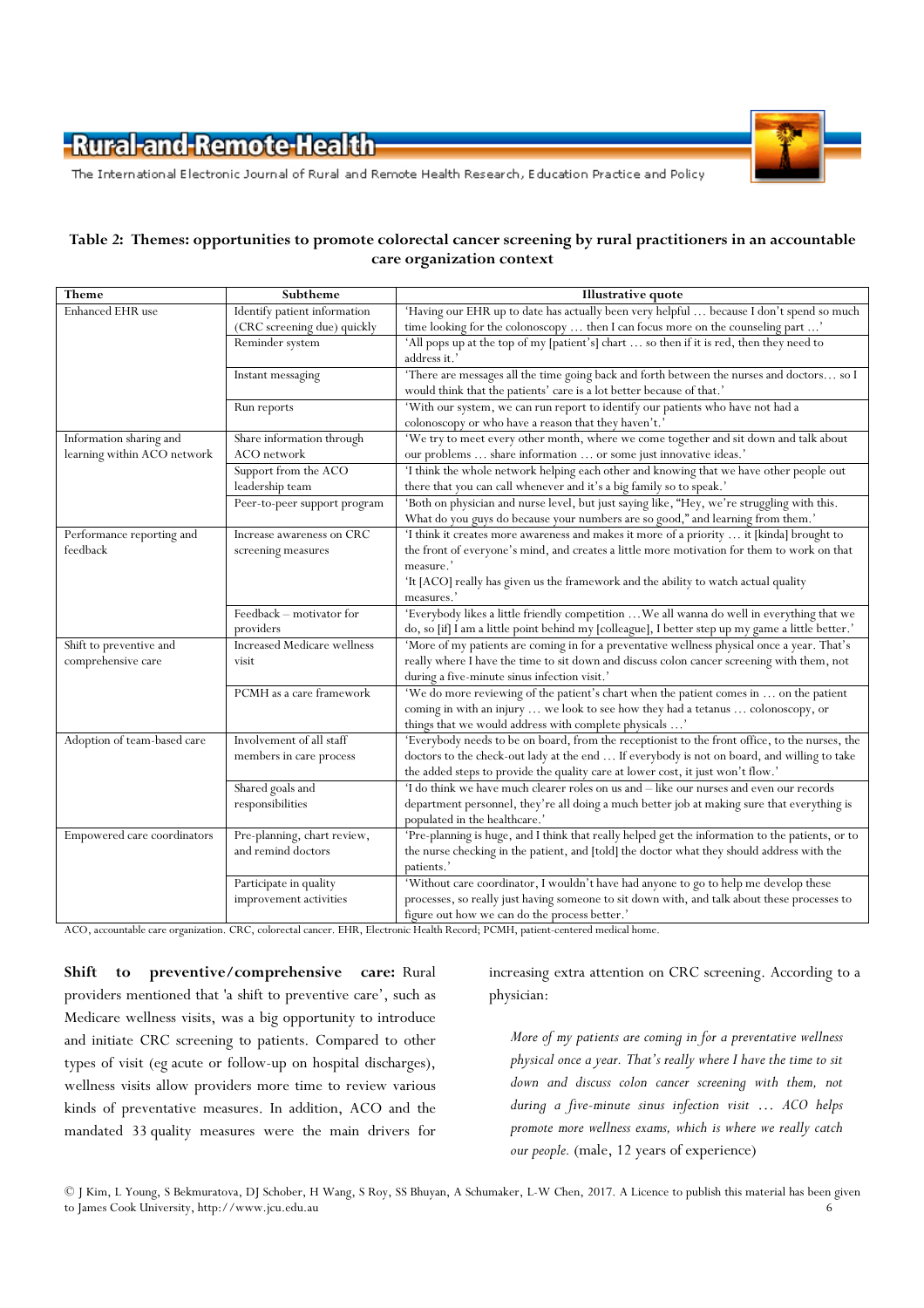**Table 2: Themes: opportunities to promote colorectal cancer screening by rural practitioners in an accountable care organization context**

| Theme | Subtheme | Illustrative quote |
|---|---|---|
| Enhanced EHR use | Identify patient information (CRC screening due) quickly | 'Having our EHR up to date has actually been very helpful … because I don't spend so much time looking for the colonoscopy … then I can focus more on the counseling part …' |
| | Reminder system | 'All pops up at the top of my [patient's] chart … so then if it is red, then they need to address it.' |
| | Instant messaging | 'There are messages all the time going back and forth between the nurses and doctors… so I would think that the patients' care is a lot better because of that.' |
| | Run reports | 'With our system, we can run report to identify our patients who have not had a colonoscopy or who have a reason that they haven't.' |
| Information sharing and learning within ACO network | Share information through ACO network | 'We try to meet every other month, where we come together and sit down and talk about our problems … share information … or some just innovative ideas.' |
| | Support from the ACO leadership team | 'I think the whole network helping each other and knowing that we have other people out there that you can call whenever and it's a big family so to speak.' |
| | Peer-to-peer support program | 'Both on physician and nurse level, but just saying like, "Hey, we're struggling with this. What do you guys do because your numbers are so good," and learning from them.' |
| Performance reporting and feedback | Increase awareness on CRC screening measures | 'I think it creates more awareness and makes it more of a priority … it [kinda] brought to the front of everyone's mind, and creates a little more motivation for them to work on that measure.'<br>'It [ACO] really has given us the framework and the ability to watch actual quality measures.' |
| | Feedback – motivator for providers | 'Everybody likes a little friendly competition …We all wanna do well in everything that we do, so [if] I am a little point behind my [colleague], I better step up my game a little better.' |
| Shift to preventive and comprehensive care | Increased Medicare wellness visit | 'More of my patients are coming in for a preventative wellness physical once a year. That's really where I have the time to sit down and discuss colon cancer screening with them, not during a five-minute sinus infection visit.' |
| | PCMH as a care framework | 'We do more reviewing of the patient's chart when the patient comes in … on the patient coming in with an injury … we look to see how they had a tetanus … colonoscopy, or things that we would address with complete physicals …' |
| Adoption of team-based care | Involvement of all staff members in care process | 'Everybody needs to be on board, from the receptionist to the front office, to the nurses, the doctors to the check-out lady at the end … If everybody is not on board, and willing to take the added steps to provide the quality care at lower cost, it just won't flow.' |
| | Shared goals and responsibilities | 'I do think we have much clearer roles on us and – like our nurses and even our records department personnel, they're all doing a much better job at making sure that everything is populated in the healthcare.' |
| Empowered care coordinators | Pre-planning, chart review, and remind doctors | 'Pre-planning is huge, and I think that really helped get the information to the patients, or to the nurse checking in the patient, and [told] the doctor what they should address with the patients.' |
| | Participate in quality improvement activities | 'Without care coordinator, I wouldn't have had anyone to go to help me develop these processes, so really just having someone to sit down with, and talk about these processes to figure out how we can do the process better.' |

ACO, accountable care organization. CRC, colorectal cancer. EHR, Electronic Health Record; PCMH, patient-centered medical home.

**Shift to preventive/comprehensive care:** Rural providers mentioned that 'a shift to preventive care', such as Medicare wellness visits, was a big opportunity to introduce and initiate CRC screening to patients. Compared to other types of visit (eg acute or follow-up on hospital discharges), wellness visits allow providers more time to review various kinds of preventative measures. In addition, ACO and the mandated 33 quality measures were the main drivers for increasing extra attention on CRC screening. According to a physician:

> *More of my patients are coming in for a preventative wellness physical once a year. That's really where I have the time to sit down and discuss colon cancer screening with them, not during a five-minute sinus infection visit … ACO helps promote more wellness exams, which is where we really catch our people.* (male, 12 years of experience)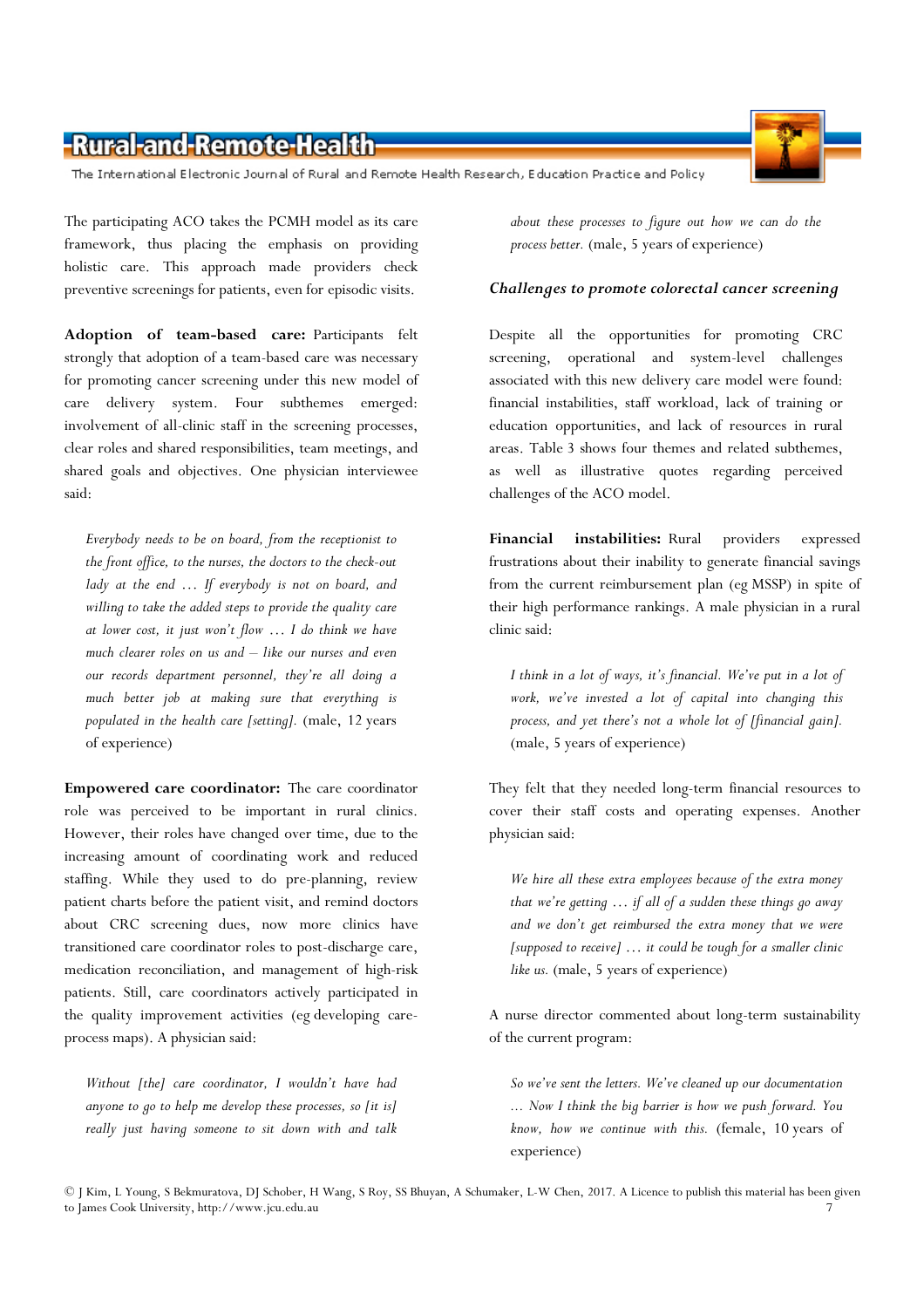The participating ACO takes the PCMH model as its care framework, thus placing the emphasis on providing holistic care. This approach made providers check preventive screenings for patients, even for episodic visits.

**Adoption of team-based care:** Participants felt strongly that adoption of a team-based care was necessary for promoting cancer screening under this new model of care delivery system. Four subthemes emerged: involvement of all-clinic staff in the screening processes, clear roles and shared responsibilities, team meetings, and shared goals and objectives. One physician interviewee said:

> *Everybody needs to be on board, from the receptionist to the front office, to the nurses, the doctors to the check-out lady at the end … If everybody is not on board, and willing to take the added steps to provide the quality care at lower cost, it just won't flow … I do think we have much clearer roles on us and – like our nurses and even our records department personnel, they're all doing a much better job at making sure that everything is populated in the health care [setting].* (male, 12 years of experience)

**Empowered care coordinator:** The care coordinator role was perceived to be important in rural clinics. However, their roles have changed over time, due to the increasing amount of coordinating work and reduced staffing. While they used to do pre-planning, review patient charts before the patient visit, and remind doctors about CRC screening dues, now more clinics have transitioned care coordinator roles to post-discharge care, medication reconciliation, and management of high-risk patients. Still, care coordinators actively participated in the quality improvement activities (eg developing care-process maps). A physician said:

> *Without [the] care coordinator, I wouldn't have had anyone to go to help me develop these processes, so [it is] really just having someone to sit down with and talk about these processes to figure out how we can do the process better.* (male, 5 years of experience)

### *Challenges to promote colorectal cancer screening*

Despite all the opportunities for promoting CRC screening, operational and system-level challenges associated with this new delivery care model were found: financial instabilities, staff workload, lack of training or education opportunities, and lack of resources in rural areas. Table 3 shows four themes and related subthemes, as well as illustrative quotes regarding perceived challenges of the ACO model.

**Financial instabilities:** Rural providers expressed frustrations about their inability to generate financial savings from the current reimbursement plan (eg MSSP) in spite of their high performance rankings. A male physician in a rural clinic said:

> *I think in a lot of ways, it's financial. We've put in a lot of work, we've invested a lot of capital into changing this process, and yet there's not a whole lot of [financial gain].* (male, 5 years of experience)

They felt that they needed long-term financial resources to cover their staff costs and operating expenses. Another physician said:

> *We hire all these extra employees because of the extra money that we're getting … if all of a sudden these things go away and we don't get reimbursed the extra money that we were [supposed to receive] … it could be tough for a smaller clinic like us.* (male, 5 years of experience)

A nurse director commented about long-term sustainability of the current program:

> *So we've sent the letters. We've cleaned up our documentation … Now I think the big barrier is how we push forward. You know, how we continue with this.* (female, 10 years of experience)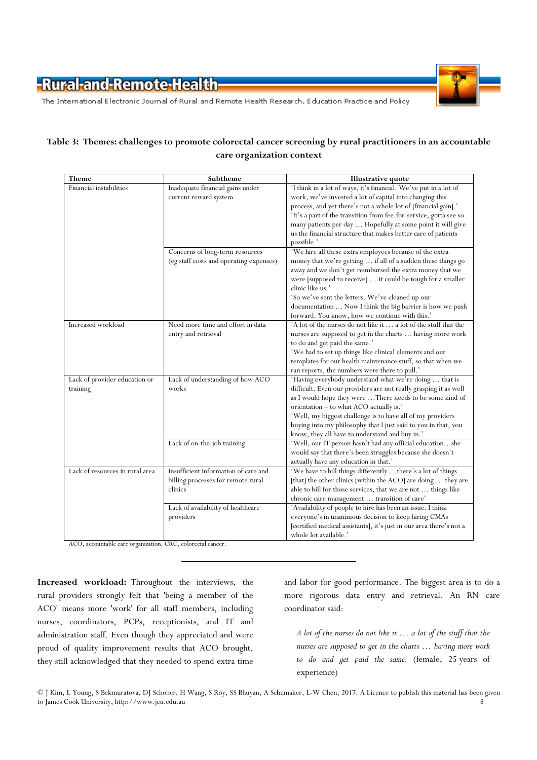**Table 3: Themes: challenges to promote colorectal cancer screening by rural practitioners in an accountable care organization context**

| Theme | Subtheme | Illustrative quote |
|---|---|---|
| Financial instabilities | Inadequate financial gains under current reward system | 'I think in a lot of ways, it's financial. We've put in a lot of work, we've invested a lot of capital into changing this process, and yet there's not a whole lot of [financial gain].' 'It's a part of the transition from fee-for-service, gotta see so many patients per day … Hopefully at some point it will give us the financial structure that makes better care of patients possible.' |
| | Concerns of long-term resources (eg staff costs and operating expenses) | 'We hire all these extra employees because of the extra money that we're getting … if all of a sudden these things go away and we don't get reimbursed the extra money that we were [supposed to receive] … it could be tough for a smaller clinic like us.' 'So we've sent the letters. We've cleaned up our documentation … Now I think the big barrier is how we push forward. You know, how we continue with this.' |
| Increased workload | Need more time and effort in data entry and retrieval | 'A lot of the nurses do not like it … a lot of the stuff that the nurses are supposed to get in the charts … having more work to do and get paid the same.' 'We had to set up things like clinical elements and our templates for our health maintenance stuff, so that when we ran reports, the numbers were there to pull.' |
| Lack of provider education or training | Lack of understanding of how ACO works | 'Having everybody understand what we're doing … that is difficult. Even our providers are not really grasping it as well as I would hope they were …There needs to be some kind of orientation – to what ACO actually is.' 'Well, my biggest challenge is to have all of my providers buying into my philosophy that I just said to you in that, you know, they all have to understand and buy in.' |
| | Lack of on-the-job training | 'Well, our IT person hasn't had any official education…she would say that there's been struggles because she doesn't actually have any education in that.' |
| Lack of resources in rural area | Insufficient information of care and billing processes for remote rural clinics | 'We have to bill things differently …there's a lot of things [that] the other clinics [within the ACO] are doing … they are able to bill for those services, that we are not … things like chronic care management … transition of care' |
| | Lack of availability of healthcare providers | 'Availability of people to hire has been an issue. I think everyone's in unanimous decision to keep hiring CMAs [certified medical assistants], it's just in our area there's not a whole lot available.' |

ACO, accountable care organization. CRC, colorectal cancer.

**Increased workload:** Throughout the interviews, the rural providers strongly felt that 'being a member of the ACO' means more 'work' for all staff members, including nurses, coordinators, PCPs, receptionists, and IT and administration staff. Even though they appreciated and were proud of quality improvement results that ACO brought, they still acknowledged that they needed to spend extra time and labor for good performance. The biggest area is to do a more rigorous data entry and retrieval. An RN care coordinator said:

> *A lot of the nurses do not like it … a lot of the stuff that the nurses are supposed to get in the charts … having more work to do and get paid the same.* (female, 25 years of experience)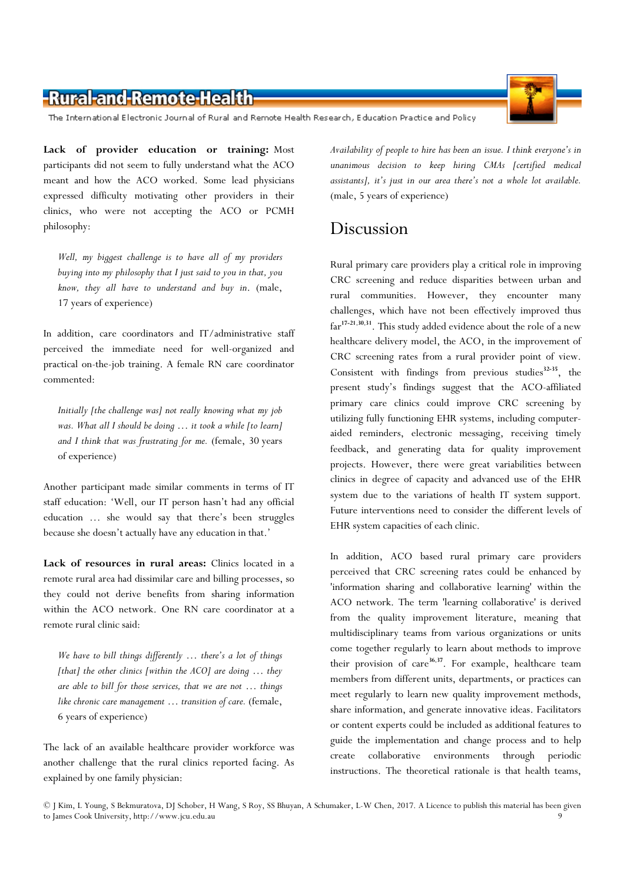**Lack of provider education or training:** Most participants did not seem to fully understand what the ACO meant and how the ACO worked. Some lead physicians expressed difficulty motivating other providers in their clinics, who were not accepting the ACO or PCMH philosophy:

> *Well, my biggest challenge is to have all of my providers buying into my philosophy that I just said to you in that, you know, they all have to understand and buy in.* (male, 17 years of experience)

In addition, care coordinators and IT/administrative staff perceived the immediate need for well-organized and practical on-the-job training. A female RN care coordinator commented:

> *Initially [the challenge was] not really knowing what my job was. What all I should be doing … it took a while [to learn] and I think that was frustrating for me.* (female, 30 years of experience)

Another participant made similar comments in terms of IT staff education: 'Well, our IT person hasn't had any official education … she would say that there's been struggles because she doesn't actually have any education in that.'

**Lack of resources in rural areas:** Clinics located in a remote rural area had dissimilar care and billing processes, so they could not derive benefits from sharing information within the ACO network. One RN care coordinator at a remote rural clinic said:

> *We have to bill things differently … there's a lot of things [that] the other clinics [within the ACO] are doing … they are able to bill for those services, that we are not … things like chronic care management … transition of care.* (female, 6 years of experience)

The lack of an available healthcare provider workforce was another challenge that the rural clinics reported facing. As explained by one family physician:

> *Availability of people to hire has been an issue. I think everyone's in unanimous decision to keep hiring CMAs [certified medical assistants], it's just in our area there's not a whole lot available.* (male, 5 years of experience)

# Discussion

Rural primary care providers play a critical role in improving CRC screening and reduce disparities between urban and rural communities. However, they encounter many challenges, which have not been effectively improved thus far[17-21,30,31]. This study added evidence about the role of a new healthcare delivery model, the ACO, in the improvement of CRC screening rates from a rural provider point of view. Consistent with findings from previous studies[32-35], the present study's findings suggest that the ACO-affiliated primary care clinics could improve CRC screening by utilizing fully functioning EHR systems, including computer-aided reminders, electronic messaging, receiving timely feedback, and generating data for quality improvement projects. However, there were great variabilities between clinics in degree of capacity and advanced use of the EHR system due to the variations of health IT system support. Future interventions need to consider the different levels of EHR system capacities of each clinic.

In addition, ACO based rural primary care providers perceived that CRC screening rates could be enhanced by 'information sharing and collaborative learning' within the ACO network. The term 'learning collaborative' is derived from the quality improvement literature, meaning that multidisciplinary teams from various organizations or units come together regularly to learn about methods to improve their provision of care[36,37]. For example, healthcare team members from different units, departments, or practices can meet regularly to learn new quality improvement methods, share information, and generate innovative ideas. Facilitators or content experts could be included as additional features to guide the implementation and change process and to help create collaborative environments through periodic instructions. The theoretical rationale is that health teams,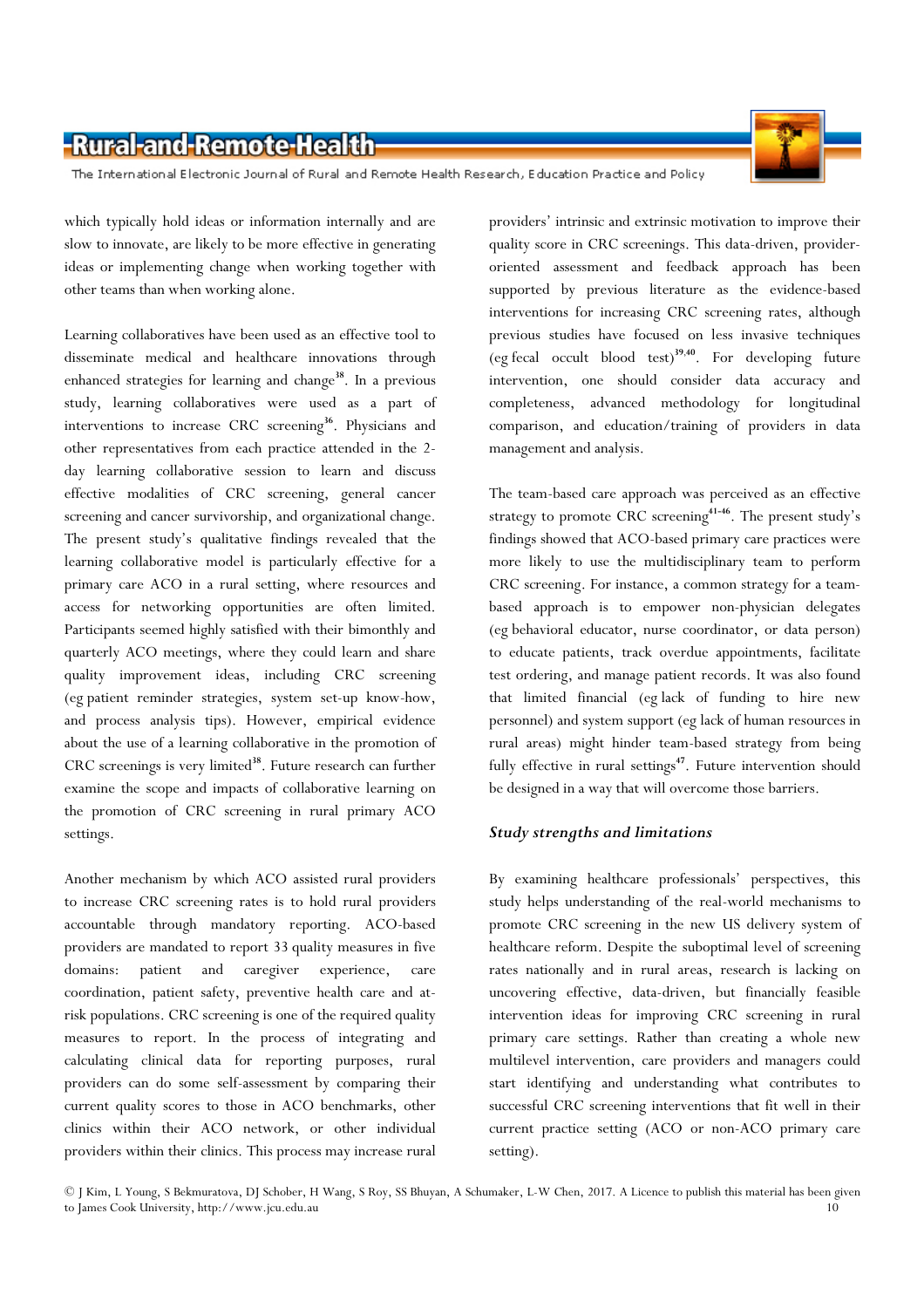which typically hold ideas or information internally and are slow to innovate, are likely to be more effective in generating ideas or implementing change when working together with other teams than when working alone.

Learning collaboratives have been used as an effective tool to disseminate medical and healthcare innovations through enhanced strategies for learning and change[38]. In a previous study, learning collaboratives were used as a part of interventions to increase CRC screening[36]. Physicians and other representatives from each practice attended in the 2-day learning collaborative session to learn and discuss effective modalities of CRC screening, general cancer screening and cancer survivorship, and organizational change. The present study's qualitative findings revealed that the learning collaborative model is particularly effective for a primary care ACO in a rural setting, where resources and access for networking opportunities are often limited. Participants seemed highly satisfied with their bimonthly and quarterly ACO meetings, where they could learn and share quality improvement ideas, including CRC screening (eg patient reminder strategies, system set-up know-how, and process analysis tips). However, empirical evidence about the use of a learning collaborative in the promotion of CRC screenings is very limited[38]. Future research can further examine the scope and impacts of collaborative learning on the promotion of CRC screening in rural primary ACO settings.

Another mechanism by which ACO assisted rural providers to increase CRC screening rates is to hold rural providers accountable through mandatory reporting. ACO-based providers are mandated to report 33 quality measures in five domains: patient and caregiver experience, care coordination, patient safety, preventive health care and at-risk populations. CRC screening is one of the required quality measures to report. In the process of integrating and calculating clinical data for reporting purposes, rural providers can do some self-assessment by comparing their current quality scores to those in ACO benchmarks, other clinics within their ACO network, or other individual providers within their clinics. This process may increase rural providers' intrinsic and extrinsic motivation to improve their quality score in CRC screenings. This data-driven, provider-oriented assessment and feedback approach has been supported by previous literature as the evidence-based interventions for increasing CRC screening rates, although previous studies have focused on less invasive techniques (eg fecal occult blood test)[39,40]. For developing future intervention, one should consider data accuracy and completeness, advanced methodology for longitudinal comparison, and education/training of providers in data management and analysis.

The team-based care approach was perceived as an effective strategy to promote CRC screening[41-46]. The present study's findings showed that ACO-based primary care practices were more likely to use the multidisciplinary team to perform CRC screening. For instance, a common strategy for a team-based approach is to empower non-physician delegates (eg behavioral educator, nurse coordinator, or data person) to educate patients, track overdue appointments, facilitate test ordering, and manage patient records. It was also found that limited financial (eg lack of funding to hire new personnel) and system support (eg lack of human resources in rural areas) might hinder team-based strategy from being fully effective in rural settings[47]. Future intervention should be designed in a way that will overcome those barriers.

### *Study strengths and limitations*

By examining healthcare professionals' perspectives, this study helps understanding of the real-world mechanisms to promote CRC screening in the new US delivery system of healthcare reform. Despite the suboptimal level of screening rates nationally and in rural areas, research is lacking on uncovering effective, data-driven, but financially feasible intervention ideas for improving CRC screening in rural primary care settings. Rather than creating a whole new multilevel intervention, care providers and managers could start identifying and understanding what contributes to successful CRC screening interventions that fit well in their current practice setting (ACO or non-ACO primary care setting).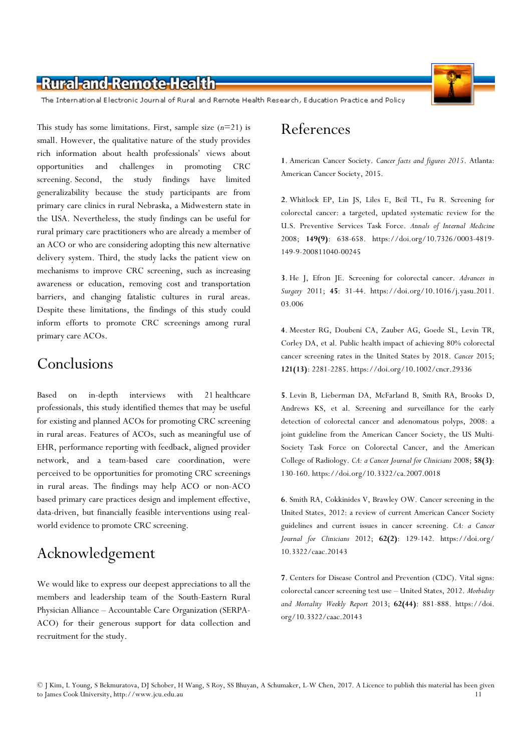This study has some limitations. First, sample size (*n*=21) is small. However, the qualitative nature of the study provides rich information about health professionals' views about opportunities and challenges in promoting CRC screening. Second, the study findings have limited generalizability because the study participants are from primary care clinics in rural Nebraska, a Midwestern state in the USA. Nevertheless, the study findings can be useful for rural primary care practitioners who are already a member of an ACO or who are considering adopting this new alternative delivery system. Third, the study lacks the patient view on mechanisms to improve CRC screening, such as increasing awareness or education, removing cost and transportation barriers, and changing fatalistic cultures in rural areas. Despite these limitations, the findings of this study could inform efforts to promote CRC screenings among rural primary care ACOs.

# Conclusions

Based on in-depth interviews with 21 healthcare professionals, this study identified themes that may be useful for existing and planned ACOs for promoting CRC screening in rural areas. Features of ACOs, such as meaningful use of EHR, performance reporting with feedback, aligned provider network, and a team-based care coordination, were perceived to be opportunities for promoting CRC screenings in rural areas. The findings may help ACO or non-ACO based primary care practices design and implement effective, data-driven, but financially feasible interventions using real-world evidence to promote CRC screening.

# Acknowledgement

We would like to express our deepest appreciations to all the members and leadership team of the South-Eastern Rural Physician Alliance – Accountable Care Organization (SERPA-ACO) for their generous support for data collection and recruitment for the study.

# References

**1**. American Cancer Society. *Cancer facts and figures 2015*. Atlanta: American Cancer Society, 2015.

**2**. Whitlock EP, Lin JS, Liles E, Beil TL, Fu R. Screening for colorectal cancer: a targeted, updated systematic review for the U.S. Preventive Services Task Force. *Annals of Internal Medicine* 2008; **149(9)**: 638-658. https://doi.org/10.7326/0003-4819-149-9-200811040-00245

**3**. He J, Efron JE. Screening for colorectal cancer. *Advances in Surgery* 2011; **45**: 31-44. https://doi.org/10.1016/j.yasu.2011.03.006

**4**. Meester RG, Doubeni CA, Zauber AG, Goede SL, Levin TR, Corley DA, et al. Public health impact of achieving 80% colorectal cancer screening rates in the United States by 2018. *Cancer* 2015; **121(13)**: 2281-2285. https://doi.org/10.1002/cncr.29336

**5**. Levin B, Lieberman DA, McFarland B, Smith RA, Brooks D, Andrews KS, et al. Screening and surveillance for the early detection of colorectal cancer and adenomatous polyps, 2008: a joint guideline from the American Cancer Society, the US Multi-Society Task Force on Colorectal Cancer, and the American College of Radiology. *CA: a Cancer Journal for Clinicians* 2008; **58(3)**: 130-160. https://doi.org/10.3322/ca.2007.0018

**6**. Smith RA, Cokkinides V, Brawley OW. Cancer screening in the United States, 2012: a review of current American Cancer Society guidelines and current issues in cancer screening. *CA: a Cancer Journal for Clinicians* 2012; **62(2)**: 129-142. https://doi.org/10.3322/caac.20143

**7**. Centers for Disease Control and Prevention (CDC). Vital signs: colorectal cancer screening test use – United States, 2012. *Morbidity and Mortality Weekly Report* 2013; **62(44)**: 881-888. https://doi.org/10.3322/caac.20143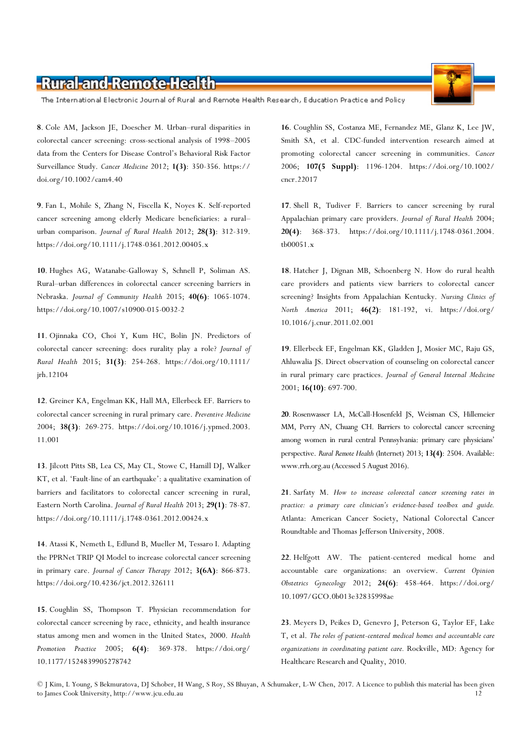**8**. Cole AM, Jackson JE, Doescher M. Urban–rural disparities in colorectal cancer screening: cross-sectional analysis of 1998–2005 data from the Centers for Disease Control's Behavioral Risk Factor Surveillance Study. *Cancer Medicine* 2012; **1(3)**: 350-356. https://doi.org/10.1002/cam4.40

**9**. Fan L, Mohile S, Zhang N, Fiscella K, Noyes K. Self-reported cancer screening among elderly Medicare beneficiaries: a rural–urban comparison. *Journal of Rural Health* 2012; **28(3)**: 312-319. https://doi.org/10.1111/j.1748-0361.2012.00405.x

**10**. Hughes AG, Watanabe-Galloway S, Schnell P, Soliman AS. Rural–urban differences in colorectal cancer screening barriers in Nebraska. *Journal of Community Health* 2015; **40(6)**: 1065-1074. https://doi.org/10.1007/s10900-015-0032-2

**11**. Ojinnaka CO, Choi Y, Kum HC, Bolin JN. Predictors of colorectal cancer screening: does rurality play a role? *Journal of Rural Health* 2015; **31(3)**: 254-268. https://doi.org/10.1111/jrh.12104

**12**. Greiner KA, Engelman KK, Hall MA, Ellerbeck EF. Barriers to colorectal cancer screening in rural primary care. *Preventive Medicine* 2004; **38(3)**: 269-275. https://doi.org/10.1016/j.ypmed.2003.11.001

**13**. Jilcott Pitts SB, Lea CS, May CL, Stowe C, Hamill DJ, Walker KT, et al. 'Fault-line of an earthquake': a qualitative examination of barriers and facilitators to colorectal cancer screening in rural, Eastern North Carolina. *Journal of Rural Health* 2013; **29(1)**: 78-87. https://doi.org/10.1111/j.1748-0361.2012.00424.x

**14**. Atassi K, Nemeth L, Edlund B, Mueller M, Tessaro I. Adapting the PPRNet TRIP QI Model to increase colorectal cancer screening in primary care. *Journal of Cancer Therapy* 2012; **3(6A)**: 866-873. https://doi.org/10.4236/jct.2012.326111

**15**. Coughlin SS, Thompson T. Physician recommendation for colorectal cancer screening by race, ethnicity, and health insurance status among men and women in the United States, 2000. *Health Promotion Practice* 2005; **6(4)**: 369-378. https://doi.org/10.1177/1524839905278742

**16**. Coughlin SS, Costanza ME, Fernandez ME, Glanz K, Lee JW, Smith SA, et al. CDC-funded intervention research aimed at promoting colorectal cancer screening in communities. *Cancer* 2006; **107(5 Suppl)**: 1196-1204. https://doi.org/10.1002/cncr.22017

**17**. Shell R, Tudiver F. Barriers to cancer screening by rural Appalachian primary care providers. *Journal of Rural Health* 2004; **20(4)**: 368-373. https://doi.org/10.1111/j.1748-0361.2004.tb00051.x

**18**. Hatcher J, Dignan MB, Schoenberg N. How do rural health care providers and patients view barriers to colorectal cancer screening? Insights from Appalachian Kentucky. *Nursing Clinics of North America* 2011; **46(2)**: 181-192, vi. https://doi.org/10.1016/j.cnur.2011.02.001

**19**. Ellerbeck EF, Engelman KK, Gladden J, Mosier MC, Raju GS, Ahluwalia JS. Direct observation of counseling on colorectal cancer in rural primary care practices. *Journal of General Internal Medicine* 2001; **16(10)**: 697-700.

**20**. Rosenwasser LA, McCall-Hosenfeld JS, Weisman CS, Hillemeier MM, Perry AN, Chuang CH. Barriers to colorectal cancer screening among women in rural central Pennsylvania: primary care physicians' perspective. *Rural Remote Health* (Internet) 2013; **13(4)**: 2504. Available: www.rrh.org.au (Accessed 5 August 2016).

**21**. Sarfaty M. *How to increase colorectal cancer screening rates in practice: a primary care clinician's evidence-based toolbox and guide.* Atlanta: American Cancer Society, National Colorectal Cancer Roundtable and Thomas Jefferson University, 2008.

**22**. Helfgott AW. The patient-centered medical home and accountable care organizations: an overview. *Current Opinion Obstetrics Gynecology* 2012; **24(6)**: 458-464. https://doi.org/10.1097/GCO.0b013e32835998ae

**23**. Meyers D, Peikes D, Genevro J, Peterson G, Taylor EF, Lake T, et al. *The roles of patient-centered medical homes and accountable care organizations in coordinating patient care.* Rockville, MD: Agency for Healthcare Research and Quality, 2010.

© J Kim, L Young, S Bekmuratova, DJ Schober, H Wang, S Roy, SS Bhuyan, A Schumaker, L-W Chen, 2017. A Licence to publish this material has been given to James Cook University, http://www.jcu.edu.au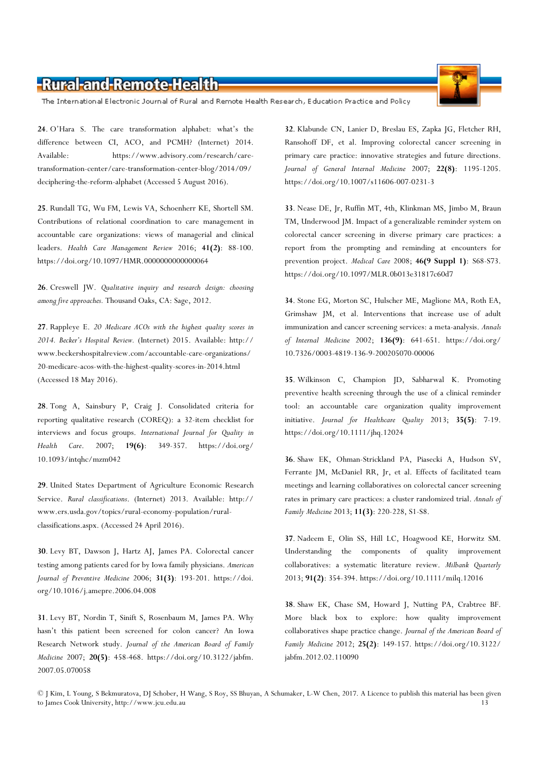**24**. O'Hara S. The care transformation alphabet: what's the difference between CI, ACO, and PCMH? (Internet) 2014. Available: https://www.advisory.com/research/care-transformation-center/care-transformation-center-blog/2014/09/deciphering-the-reform-alphabet (Accessed 5 August 2016).

**25**. Rundall TG, Wu FM, Lewis VA, Schoenherr KE, Shortell SM. Contributions of relational coordination to care management in accountable care organizations: views of managerial and clinical leaders. *Health Care Management Review* 2016; **41(2)**: 88-100. https://doi.org/10.1097/HMR.0000000000000064

**26**. Creswell JW. *Qualitative inquiry and research design: choosing among five approaches.* Thousand Oaks, CA: Sage, 2012.

**27**. Rappleye E. *20 Medicare ACOs with the highest quality scores in 2014. Becker's Hospital Review.* (Internet) 2015. Available: http://www.beckershospitalreview.com/accountable-care-organizations/20-medicare-acos-with-the-highest-quality-scores-in-2014.html (Accessed 18 May 2016).

**28**. Tong A, Sainsbury P, Craig J. Consolidated criteria for reporting qualitative research (COREQ): a 32-item checklist for interviews and focus groups. *International Journal for Quality in Health Care*. 2007; **19(6)**: 349-357. https://doi.org/10.1093/intqhc/mzm042

**29**. United States Department of Agriculture Economic Research Service. *Rural classifications*. (Internet) 2013. Available: http://www.ers.usda.gov/topics/rural-economy-population/rural-classifications.aspx. (Accessed 24 April 2016).

**30**. Levy BT, Dawson J, Hartz AJ, James PA. Colorectal cancer testing among patients cared for by Iowa family physicians. *American Journal of Preventive Medicine* 2006; **31(3)**: 193-201. https://doi.org/10.1016/j.amepre.2006.04.008

**31**. Levy BT, Nordin T, Sinift S, Rosenbaum M, James PA. Why hasn't this patient been screened for colon cancer? An Iowa Research Network study. *Journal of the American Board of Family Medicine* 2007; **20(5)**: 458-468. https://doi.org/10.3122/jabfm.2007.05.070058

**32**. Klabunde CN, Lanier D, Breslau ES, Zapka JG, Fletcher RH, Ransohoff DF, et al. Improving colorectal cancer screening in primary care practice: innovative strategies and future directions. *Journal of General Internal Medicine* 2007; **22(8)**: 1195-1205. https://doi.org/10.1007/s11606-007-0231-3

**33**. Nease DE, Jr, Ruffin MT, 4th, Klinkman MS, Jimbo M, Braun TM, Underwood JM. Impact of a generalizable reminder system on colorectal cancer screening in diverse primary care practices: a report from the prompting and reminding at encounters for prevention project. *Medical Care* 2008; **46(9 Suppl 1)**: S68-S73. https://doi.org/10.1097/MLR.0b013e31817c60d7

**34**. Stone EG, Morton SC, Hulscher ME, Maglione MA, Roth EA, Grimshaw JM, et al. Interventions that increase use of adult immunization and cancer screening services: a meta-analysis. *Annals of Internal Medicine* 2002; **136(9)**: 641-651. https://doi.org/10.7326/0003-4819-136-9-200205070-00006

**35**. Wilkinson C, Champion JD, Sabharwal K. Promoting preventive health screening through the use of a clinical reminder tool: an accountable care organization quality improvement initiative. *Journal for Healthcare Quality* 2013; **35(5)**: 7-19. https://doi.org/10.1111/jhq.12024

**36**. Shaw EK, Ohman-Strickland PA, Piasecki A, Hudson SV, Ferrante JM, McDaniel RR, Jr, et al. Effects of facilitated team meetings and learning collaboratives on colorectal cancer screening rates in primary care practices: a cluster randomized trial. *Annals of Family Medicine* 2013; **11(3)**: 220-228, S1-S8.

**37**. Nadeem E, Olin SS, Hill LC, Hoagwood KE, Horwitz SM. Understanding the components of quality improvement collaboratives: a systematic literature review. *Milbank Quarterly* 2013; **91(2)**: 354-394. https://doi.org/10.1111/milq.12016

**38**. Shaw EK, Chase SM, Howard J, Nutting PA, Crabtree BF. More black box to explore: how quality improvement collaboratives shape practice change. *Journal of the American Board of Family Medicine* 2012; **25(2)**: 149-157. https://doi.org/10.3122/jabfm.2012.02.110090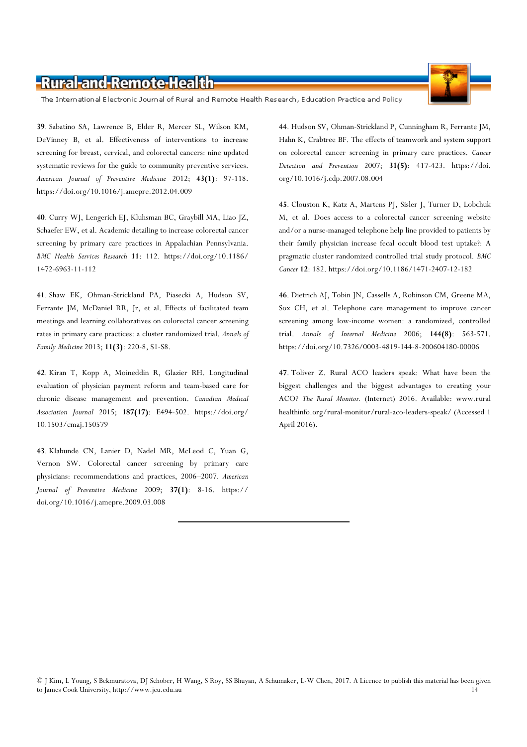**39**. Sabatino SA, Lawrence B, Elder R, Mercer SL, Wilson KM, DeVinney B, et al. Effectiveness of interventions to increase screening for breast, cervical, and colorectal cancers: nine updated systematic reviews for the guide to community preventive services. *American Journal of Preventive Medicine* 2012; **43(1)**: 97-118. https://doi.org/10.1016/j.amepre.2012.04.009

**40**. Curry WJ, Lengerich EJ, Kluhsman BC, Graybill MA, Liao JZ, Schaefer EW, et al. Academic detailing to increase colorectal cancer screening by primary care practices in Appalachian Pennsylvania. *BMC Health Services Research* **11**: 112. https://doi.org/10.1186/1472-6963-11-112

**41**. Shaw EK, Ohman-Strickland PA, Piasecki A, Hudson SV, Ferrante JM, McDaniel RR, Jr, et al. Effects of facilitated team meetings and learning collaboratives on colorectal cancer screening rates in primary care practices: a cluster randomized trial. *Annals of Family Medicine* 2013; **11(3)**: 220-8, S1-S8.

**42**. Kiran T, Kopp A, Moineddin R, Glazier RH. Longitudinal evaluation of physician payment reform and team-based care for chronic disease management and prevention. *Canadian Medical Association Journal* 2015; **187(17)**: E494-502. https://doi.org/10.1503/cmaj.150579

**43**. Klabunde CN, Lanier D, Nadel MR, McLeod C, Yuan G, Vernon SW. Colorectal cancer screening by primary care physicians: recommendations and practices, 2006–2007. *American Journal of Preventive Medicine* 2009; **37(1)**: 8-16. https://doi.org/10.1016/j.amepre.2009.03.008

**44**. Hudson SV, Ohman-Strickland P, Cunningham R, Ferrante JM, Hahn K, Crabtree BF. The effects of teamwork and system support on colorectal cancer screening in primary care practices. *Cancer Detection and Prevention* 2007; **31(5)**: 417-423. https://doi.org/10.1016/j.cdp.2007.08.004

**45**. Clouston K, Katz A, Martens PJ, Sisler J, Turner D, Lobchuk M, et al. Does access to a colorectal cancer screening website and/or a nurse-managed telephone help line provided to patients by their family physician increase fecal occult blood test uptake?: A pragmatic cluster randomized controlled trial study protocol. *BMC Cancer* **12**: 182. https://doi.org/10.1186/1471-2407-12-182

**46**. Dietrich AJ, Tobin JN, Cassells A, Robinson CM, Greene MA, Sox CH, et al. Telephone care management to improve cancer screening among low-income women: a randomized, controlled trial. *Annals of Internal Medicine* 2006; **144(8)**: 563-571. https://doi.org/10.7326/0003-4819-144-8-200604180-00006

**47**. Toliver Z. Rural ACO leaders speak: What have been the biggest challenges and the biggest advantages to creating your ACO? *The Rural Monitor.* (Internet) 2016. Available: www.ruralhealthinfo.org/rural-monitor/rural-aco-leaders-speak/ (Accessed 1 April 2016).

© J Kim, L Young, S Bekmuratova, DJ Schober, H Wang, S Roy, SS Bhuyan, A Schumaker, L-W Chen, 2017. A Licence to publish this material has been given to James Cook University, http://www.jcu.edu.au